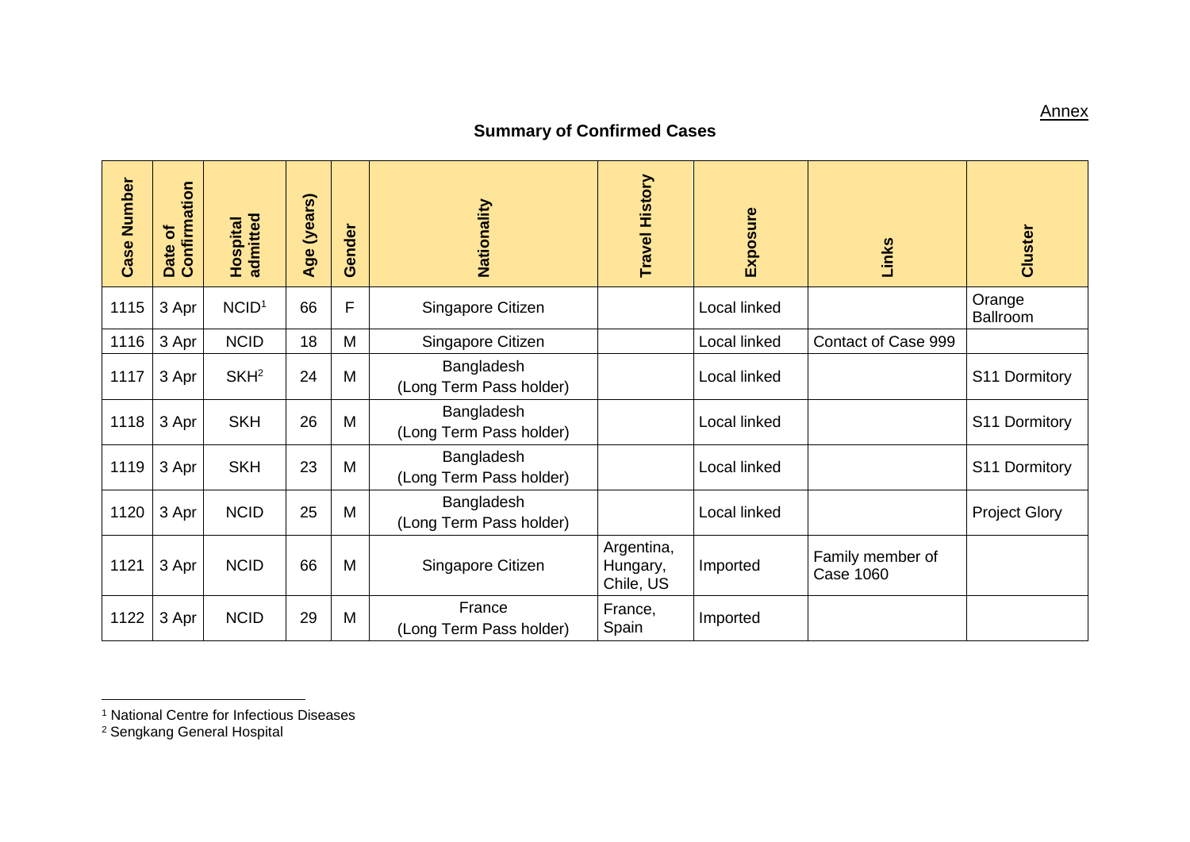Annex

## Summary of Confirmed Cases

| Case Number | Date of Confirmation | Hospital admitted | Age (years) | Gender | Nationality | Travel History | Exposure | Links | Cluster |
|---|---|---|---|---|---|---|---|---|---|
| 1115 | 3 Apr | NCID[1] | 66 | F | Singapore Citizen | | Local linked | | Orange Ballroom |
| 1116 | 3 Apr | NCID | 18 | M | Singapore Citizen | | Local linked | Contact of Case 999 | |
| 1117 | 3 Apr | SKH[2] | 24 | M | Bangladesh (Long Term Pass holder) | | Local linked | | S11 Dormitory |
| 1118 | 3 Apr | SKH | 26 | M | Bangladesh (Long Term Pass holder) | | Local linked | | S11 Dormitory |
| 1119 | 3 Apr | SKH | 23 | M | Bangladesh (Long Term Pass holder) | | Local linked | | S11 Dormitory |
| 1120 | 3 Apr | NCID | 25 | M | Bangladesh (Long Term Pass holder) | | Local linked | | Project Glory |
| 1121 | 3 Apr | NCID | 66 | M | Singapore Citizen | Argentina, Hungary, Chile, US | Imported | Family member of Case 1060 | |
| 1122 | 3 Apr | NCID | 29 | M | France (Long Term Pass holder) | France, Spain | Imported | | |

[1] National Centre for Infectious Diseases

[2] Sengkang General Hospital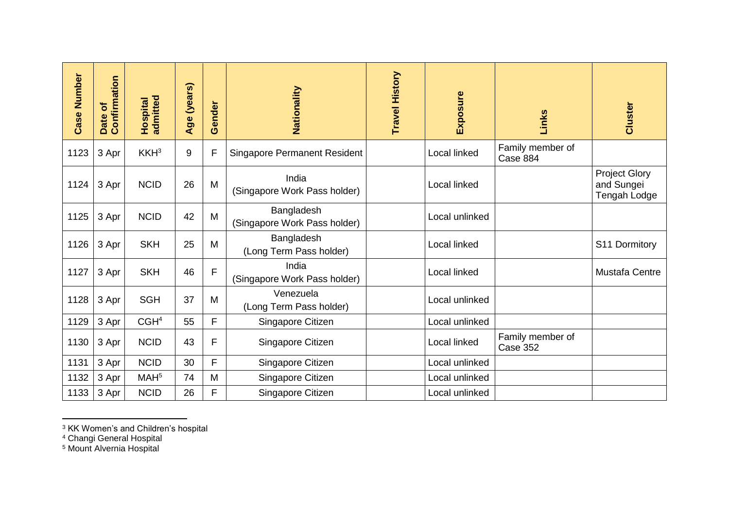| Case Number | Date of Confirmation | Hospital admitted | Age (years) | Gender | Nationality | Travel History | Exposure | Links | Cluster |
|---|---|---|---|---|---|---|---|---|---|
| 1123 | 3 Apr | KKH[3] | 9 | F | Singapore Permanent Resident | | Local linked | Family member of Case 884 | |
| 1124 | 3 Apr | NCID | 26 | M | India (Singapore Work Pass holder) | | Local linked | | Project Glory and Sungei Tengah Lodge |
| 1125 | 3 Apr | NCID | 42 | M | Bangladesh (Singapore Work Pass holder) | | Local unlinked | | |
| 1126 | 3 Apr | SKH | 25 | M | Bangladesh (Long Term Pass holder) | | Local linked | | S11 Dormitory |
| 1127 | 3 Apr | SKH | 46 | F | India (Singapore Work Pass holder) | | Local linked | | Mustafa Centre |
| 1128 | 3 Apr | SGH | 37 | M | Venezuela (Long Term Pass holder) | | Local unlinked | | |
| 1129 | 3 Apr | CGH[4] | 55 | F | Singapore Citizen | | Local unlinked | | |
| 1130 | 3 Apr | NCID | 43 | F | Singapore Citizen | | Local linked | Family member of Case 352 | |
| 1131 | 3 Apr | NCID | 30 | F | Singapore Citizen | | Local unlinked | | |
| 1132 | 3 Apr | MAH[5] | 74 | M | Singapore Citizen | | Local unlinked | | |
| 1133 | 3 Apr | NCID | 26 | F | Singapore Citizen | | Local unlinked | | |

[3] KK Women's and Children's hospital
[4] Changi General Hospital
[5] Mount Alvernia Hospital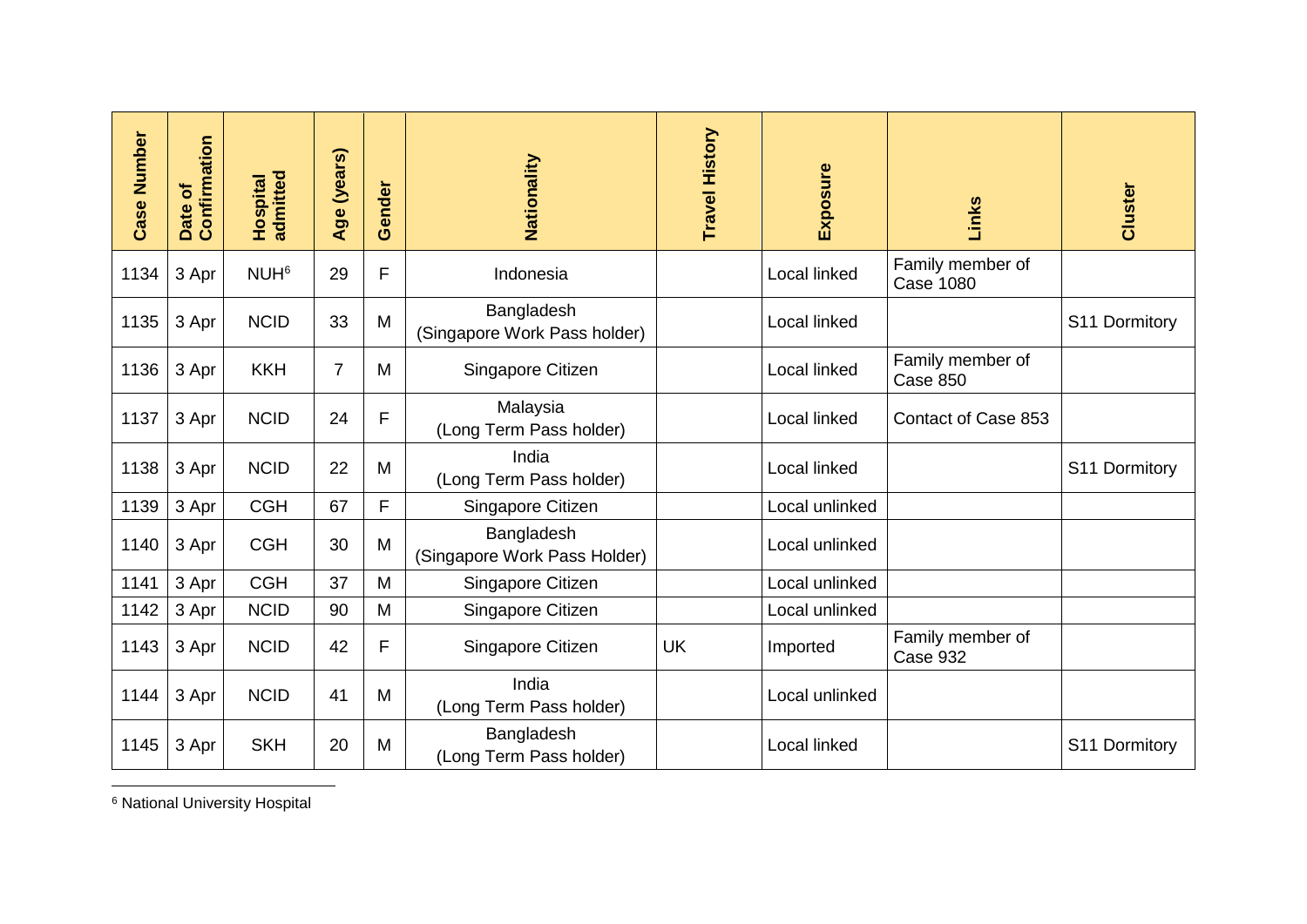| Case Number | Date of Confirmation | Hospital admitted | Age (years) | Gender | Nationality | Travel History | Exposure | Links | Cluster |
|---|---|---|---|---|---|---|---|---|---|
| 1134 | 3 Apr | NUH[6] | 29 | F | Indonesia | | Local linked | Family member of Case 1080 | |
| 1135 | 3 Apr | NCID | 33 | M | Bangladesh (Singapore Work Pass holder) | | Local linked | | S11 Dormitory |
| 1136 | 3 Apr | KKH | 7 | M | Singapore Citizen | | Local linked | Family member of Case 850 | |
| 1137 | 3 Apr | NCID | 24 | F | Malaysia (Long Term Pass holder) | | Local linked | Contact of Case 853 | |
| 1138 | 3 Apr | NCID | 22 | M | India (Long Term Pass holder) | | Local linked | | S11 Dormitory |
| 1139 | 3 Apr | CGH | 67 | F | Singapore Citizen | | Local unlinked | | |
| 1140 | 3 Apr | CGH | 30 | M | Bangladesh (Singapore Work Pass Holder) | | Local unlinked | | |
| 1141 | 3 Apr | CGH | 37 | M | Singapore Citizen | | Local unlinked | | |
| 1142 | 3 Apr | NCID | 90 | M | Singapore Citizen | | Local unlinked | | |
| 1143 | 3 Apr | NCID | 42 | F | Singapore Citizen | UK | Imported | Family member of Case 932 | |
| 1144 | 3 Apr | NCID | 41 | M | India (Long Term Pass holder) | | Local unlinked | | |
| 1145 | 3 Apr | SKH | 20 | M | Bangladesh (Long Term Pass holder) | | Local linked | | S11 Dormitory |

[6] National University Hospital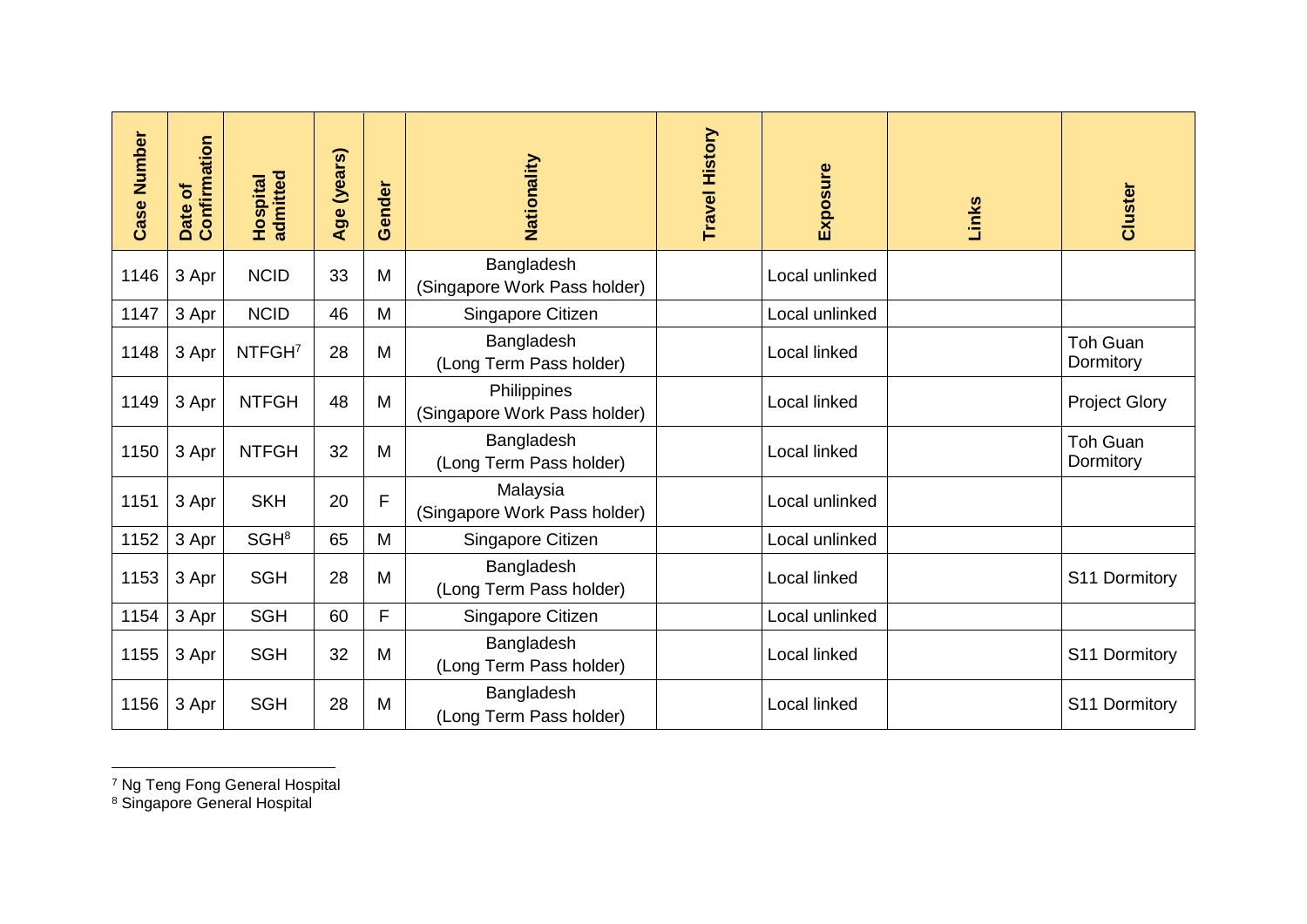| Case Number | Date of Confirmation | Hospital admitted | Age (years) | Gender | Nationality | Travel History | Exposure | Links | Cluster |
|---|---|---|---|---|---|---|---|---|---|
| 1146 | 3 Apr | NCID | 33 | M | Bangladesh (Singapore Work Pass holder) | | Local unlinked | | |
| 1147 | 3 Apr | NCID | 46 | M | Singapore Citizen | | Local unlinked | | |
| 1148 | 3 Apr | NTFGH[7] | 28 | M | Bangladesh (Long Term Pass holder) | | Local linked | | Toh Guan Dormitory |
| 1149 | 3 Apr | NTFGH | 48 | M | Philippines (Singapore Work Pass holder) | | Local linked | | Project Glory |
| 1150 | 3 Apr | NTFGH | 32 | M | Bangladesh (Long Term Pass holder) | | Local linked | | Toh Guan Dormitory |
| 1151 | 3 Apr | SKH | 20 | F | Malaysia (Singapore Work Pass holder) | | Local unlinked | | |
| 1152 | 3 Apr | SGH[8] | 65 | M | Singapore Citizen | | Local unlinked | | |
| 1153 | 3 Apr | SGH | 28 | M | Bangladesh (Long Term Pass holder) | | Local linked | | S11 Dormitory |
| 1154 | 3 Apr | SGH | 60 | F | Singapore Citizen | | Local unlinked | | |
| 1155 | 3 Apr | SGH | 32 | M | Bangladesh (Long Term Pass holder) | | Local linked | | S11 Dormitory |
| 1156 | 3 Apr | SGH | 28 | M | Bangladesh (Long Term Pass holder) | | Local linked | | S11 Dormitory |

[7] Ng Teng Fong General Hospital
[8] Singapore General Hospital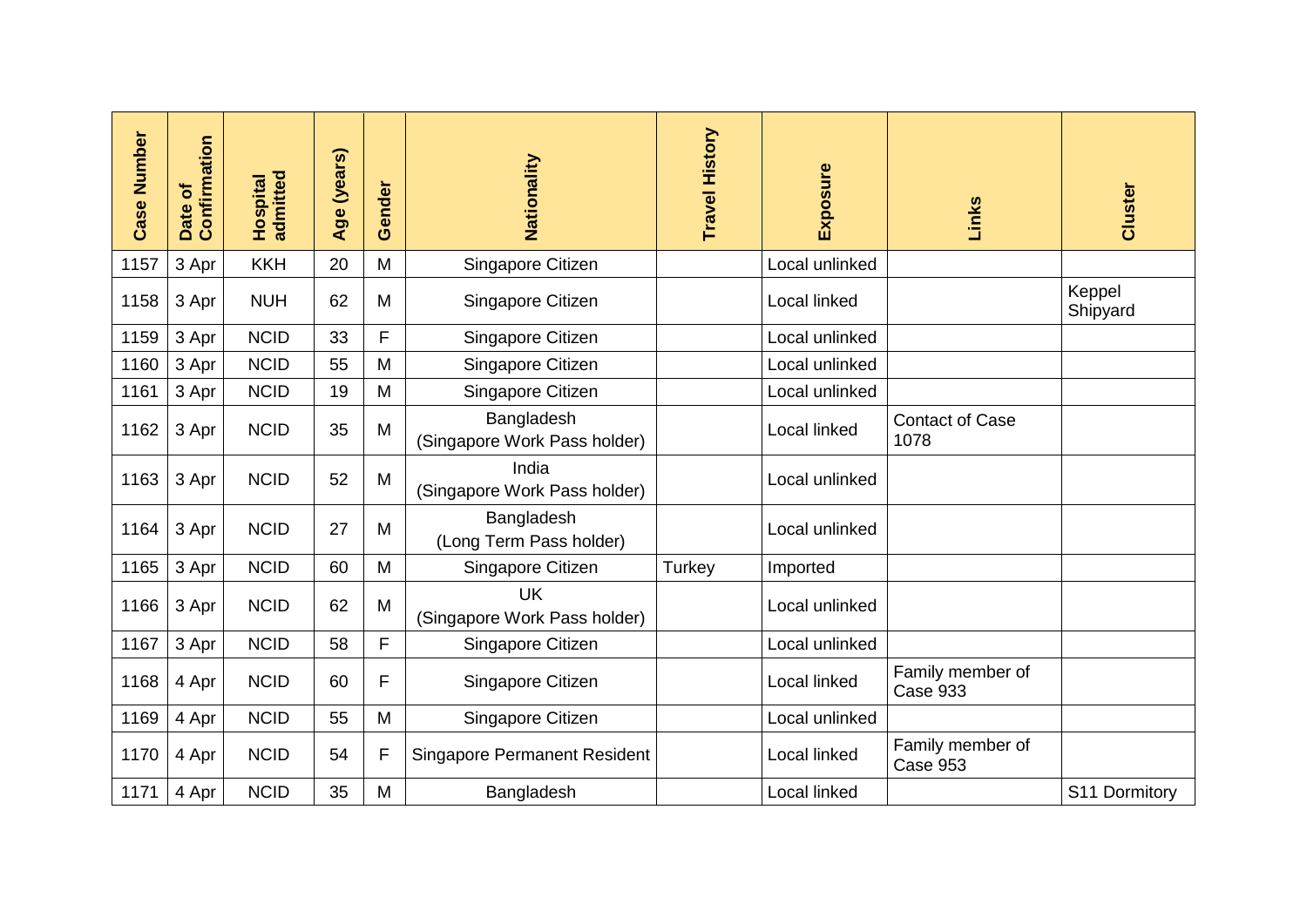| Case Number | Date of Confirmation | Hospital admitted | Age (years) | Gender | Nationality | Travel History | Exposure | Links | Cluster |
|---|---|---|---|---|---|---|---|---|---|
| 1157 | 3 Apr | KKH | 20 | M | Singapore Citizen | | Local unlinked | | |
| 1158 | 3 Apr | NUH | 62 | M | Singapore Citizen | | Local linked | | Keppel Shipyard |
| 1159 | 3 Apr | NCID | 33 | F | Singapore Citizen | | Local unlinked | | |
| 1160 | 3 Apr | NCID | 55 | M | Singapore Citizen | | Local unlinked | | |
| 1161 | 3 Apr | NCID | 19 | M | Singapore Citizen | | Local unlinked | | |
| 1162 | 3 Apr | NCID | 35 | M | Bangladesh (Singapore Work Pass holder) | | Local linked | Contact of Case 1078 | |
| 1163 | 3 Apr | NCID | 52 | M | India (Singapore Work Pass holder) | | Local unlinked | | |
| 1164 | 3 Apr | NCID | 27 | M | Bangladesh (Long Term Pass holder) | | Local unlinked | | |
| 1165 | 3 Apr | NCID | 60 | M | Singapore Citizen | Turkey | Imported | | |
| 1166 | 3 Apr | NCID | 62 | M | UK (Singapore Work Pass holder) | | Local unlinked | | |
| 1167 | 3 Apr | NCID | 58 | F | Singapore Citizen | | Local unlinked | | |
| 1168 | 4 Apr | NCID | 60 | F | Singapore Citizen | | Local linked | Family member of Case 933 | |
| 1169 | 4 Apr | NCID | 55 | M | Singapore Citizen | | Local unlinked | | |
| 1170 | 4 Apr | NCID | 54 | F | Singapore Permanent Resident | | Local linked | Family member of Case 953 | |
| 1171 | 4 Apr | NCID | 35 | M | Bangladesh | | Local linked | | S11 Dormitory |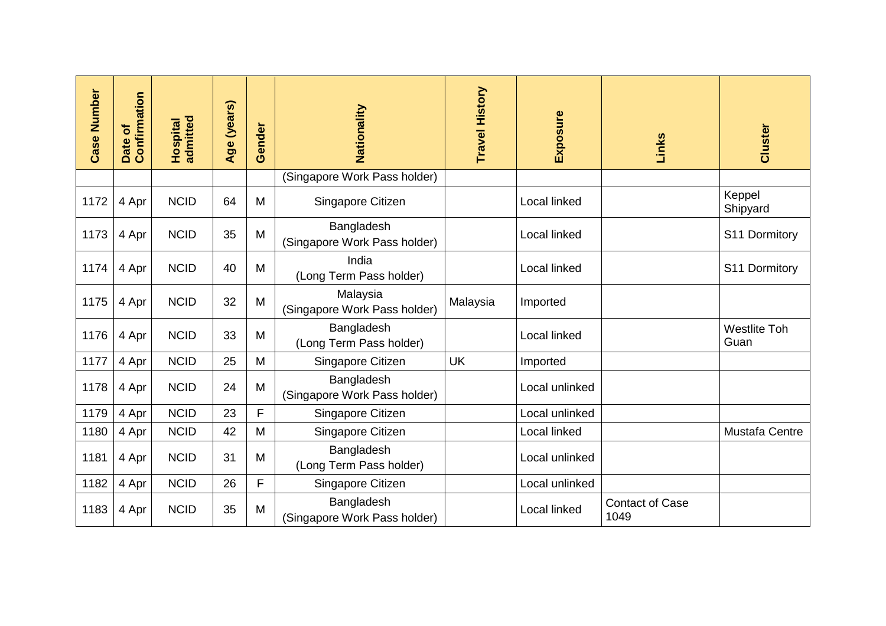| Case Number | Date of Confirmation | Hospital admitted | Age (years) | Gender | Nationality | Travel History | Exposure | Links | Cluster |
|---|---|---|---|---|---|---|---|---|---|
| | | | | | (Singapore Work Pass holder) | | | | |
| 1172 | 4 Apr | NCID | 64 | M | Singapore Citizen | | Local linked | | Keppel Shipyard |
| 1173 | 4 Apr | NCID | 35 | M | Bangladesh (Singapore Work Pass holder) | | Local linked | | S11 Dormitory |
| 1174 | 4 Apr | NCID | 40 | M | India (Long Term Pass holder) | | Local linked | | S11 Dormitory |
| 1175 | 4 Apr | NCID | 32 | M | Malaysia (Singapore Work Pass holder) | Malaysia | Imported | | |
| 1176 | 4 Apr | NCID | 33 | M | Bangladesh (Long Term Pass holder) | | Local linked | | Westlite Toh Guan |
| 1177 | 4 Apr | NCID | 25 | M | Singapore Citizen | UK | Imported | | |
| 1178 | 4 Apr | NCID | 24 | M | Bangladesh (Singapore Work Pass holder) | | Local unlinked | | |
| 1179 | 4 Apr | NCID | 23 | F | Singapore Citizen | | Local unlinked | | |
| 1180 | 4 Apr | NCID | 42 | M | Singapore Citizen | | Local linked | | Mustafa Centre |
| 1181 | 4 Apr | NCID | 31 | M | Bangladesh (Long Term Pass holder) | | Local unlinked | | |
| 1182 | 4 Apr | NCID | 26 | F | Singapore Citizen | | Local unlinked | | |
| 1183 | 4 Apr | NCID | 35 | M | Bangladesh (Singapore Work Pass holder) | | Local linked | Contact of Case 1049 | |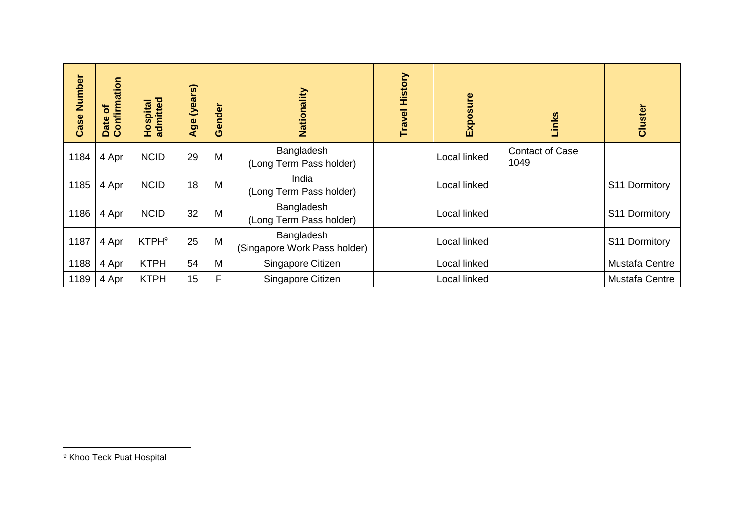| Case Number | Date of Confirmation | Hospital admitted | Age (years) | Gender | Nationality | Travel History | Exposure | Links | Cluster |
|---|---|---|---|---|---|---|---|---|---|
| 1184 | 4 Apr | NCID | 29 | M | Bangladesh (Long Term Pass holder) | | Local linked | Contact of Case 1049 | |
| 1185 | 4 Apr | NCID | 18 | M | India (Long Term Pass holder) | | Local linked | | S11 Dormitory |
| 1186 | 4 Apr | NCID | 32 | M | Bangladesh (Long Term Pass holder) | | Local linked | | S11 Dormitory |
| 1187 | 4 Apr | KTPH[9] | 25 | M | Bangladesh (Singapore Work Pass holder) | | Local linked | | S11 Dormitory |
| 1188 | 4 Apr | KTPH | 54 | M | Singapore Citizen | | Local linked | | Mustafa Centre |
| 1189 | 4 Apr | KTPH | 15 | F | Singapore Citizen | | Local linked | | Mustafa Centre |

[9] Khoo Teck Puat Hospital